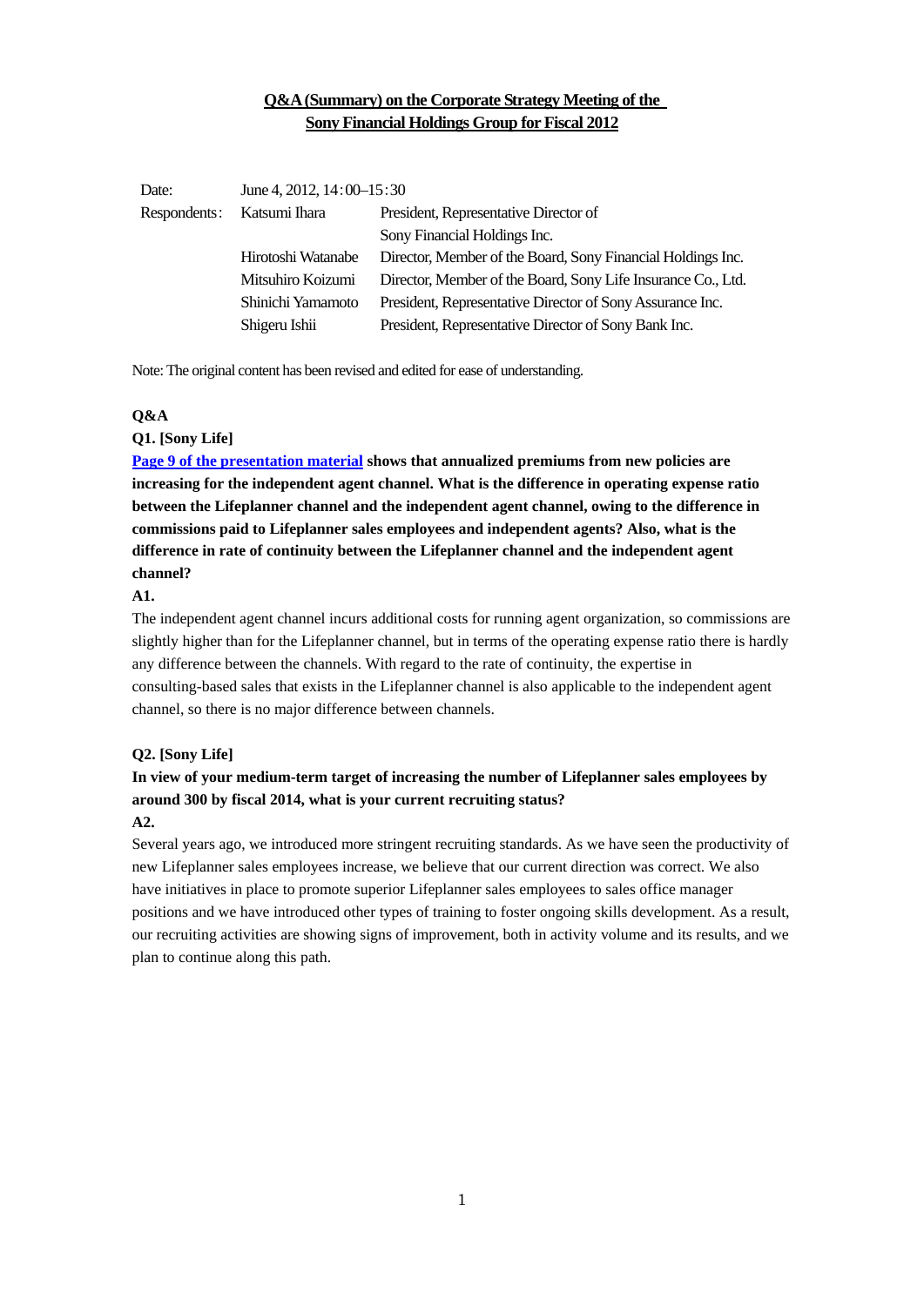# Q&A (Summary) on the Corporate Strategy Meeting of the Sony Financial Holdings Group for Fiscal 2012

| | | |
|---|---|---|
| Date: | June 4, 2012, 14:00–15:30 | |
| Respondents: | Katsumi Ihara | President, Representative Director of Sony Financial Holdings Inc. |
| | Hirotoshi Watanabe | Director, Member of the Board, Sony Financial Holdings Inc. |
| | Mitsuhiro Koizumi | Director, Member of the Board, Sony Life Insurance Co., Ltd. |
| | Shinichi Yamamoto | President, Representative Director of Sony Assurance Inc. |
| | Shigeru Ishii | President, Representative Director of Sony Bank Inc. |

Note: The original content has been revised and edited for ease of understanding.

## Q&A

**Q1. [Sony Life]**

**Page 9 of the presentation material shows that annualized premiums from new policies are increasing for the independent agent channel. What is the difference in operating expense ratio between the Lifeplanner channel and the independent agent channel, owing to the difference in commissions paid to Lifeplanner sales employees and independent agents? Also, what is the difference in rate of continuity between the Lifeplanner channel and the independent agent channel?**

**A1.**

The independent agent channel incurs additional costs for running agent organization, so commissions are slightly higher than for the Lifeplanner channel, but in terms of the operating expense ratio there is hardly any difference between the channels. With regard to the rate of continuity, the expertise in consulting-based sales that exists in the Lifeplanner channel is also applicable to the independent agent channel, so there is no major difference between channels.

**Q2. [Sony Life]**

**In view of your medium-term target of increasing the number of Lifeplanner sales employees by around 300 by fiscal 2014, what is your current recruiting status?**

**A2.**

Several years ago, we introduced more stringent recruiting standards. As we have seen the productivity of new Lifeplanner sales employees increase, we believe that our current direction was correct. We also have initiatives in place to promote superior Lifeplanner sales employees to sales office manager positions and we have introduced other types of training to foster ongoing skills development. As a result, our recruiting activities are showing signs of improvement, both in activity volume and its results, and we plan to continue along this path.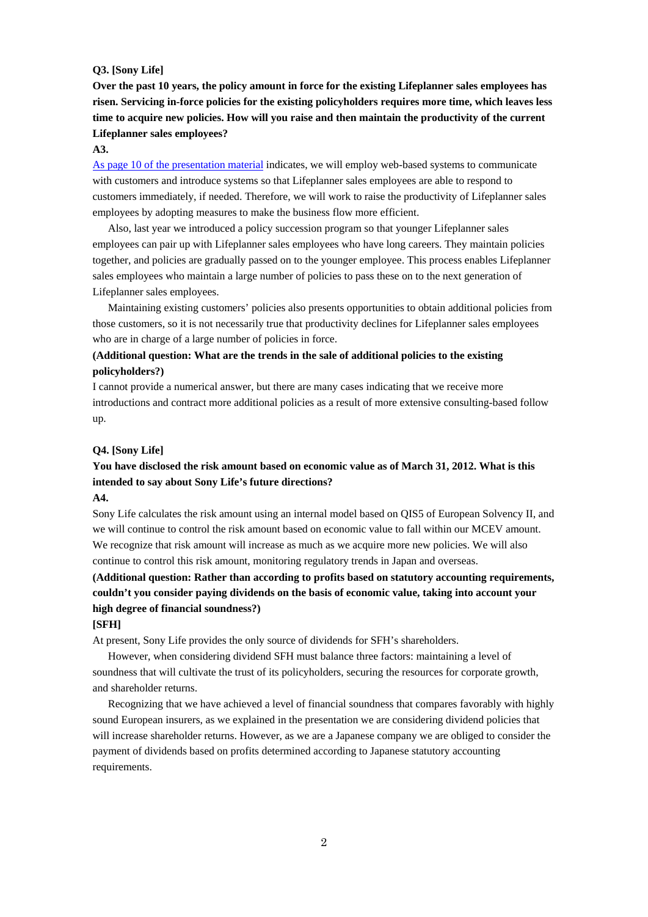**Q3. [Sony Life]**

**Over the past 10 years, the policy amount in force for the existing Lifeplanner sales employees has risen. Servicing in-force policies for the existing policyholders requires more time, which leaves less time to acquire new policies. How will you raise and then maintain the productivity of the current Lifeplanner sales employees?**

**A3.**

As page 10 of the presentation material indicates, we will employ web-based systems to communicate with customers and introduce systems so that Lifeplanner sales employees are able to respond to customers immediately, if needed. Therefore, we will work to raise the productivity of Lifeplanner sales employees by adopting measures to make the business flow more efficient.

Also, last year we introduced a policy succession program so that younger Lifeplanner sales employees can pair up with Lifeplanner sales employees who have long careers. They maintain policies together, and policies are gradually passed on to the younger employee. This process enables Lifeplanner sales employees who maintain a large number of policies to pass these on to the next generation of Lifeplanner sales employees.

Maintaining existing customers' policies also presents opportunities to obtain additional policies from those customers, so it is not necessarily true that productivity declines for Lifeplanner sales employees who are in charge of a large number of policies in force.

**(Additional question: What are the trends in the sale of additional policies to the existing policyholders?)**

I cannot provide a numerical answer, but there are many cases indicating that we receive more introductions and contract more additional policies as a result of more extensive consulting-based follow up.

**Q4. [Sony Life]**

**You have disclosed the risk amount based on economic value as of March 31, 2012. What is this intended to say about Sony Life's future directions?**

**A4.**

Sony Life calculates the risk amount using an internal model based on QIS5 of European Solvency II, and we will continue to control the risk amount based on economic value to fall within our MCEV amount. We recognize that risk amount will increase as much as we acquire more new policies. We will also continue to control this risk amount, monitoring regulatory trends in Japan and overseas.

**(Additional question: Rather than according to profits based on statutory accounting requirements, couldn't you consider paying dividends on the basis of economic value, taking into account your high degree of financial soundness?)**

**[SFH]**

At present, Sony Life provides the only source of dividends for SFH's shareholders.

However, when considering dividend SFH must balance three factors: maintaining a level of soundness that will cultivate the trust of its policyholders, securing the resources for corporate growth, and shareholder returns.

Recognizing that we have achieved a level of financial soundness that compares favorably with highly sound European insurers, as we explained in the presentation we are considering dividend policies that will increase shareholder returns. However, as we are a Japanese company we are obliged to consider the payment of dividends based on profits determined according to Japanese statutory accounting requirements.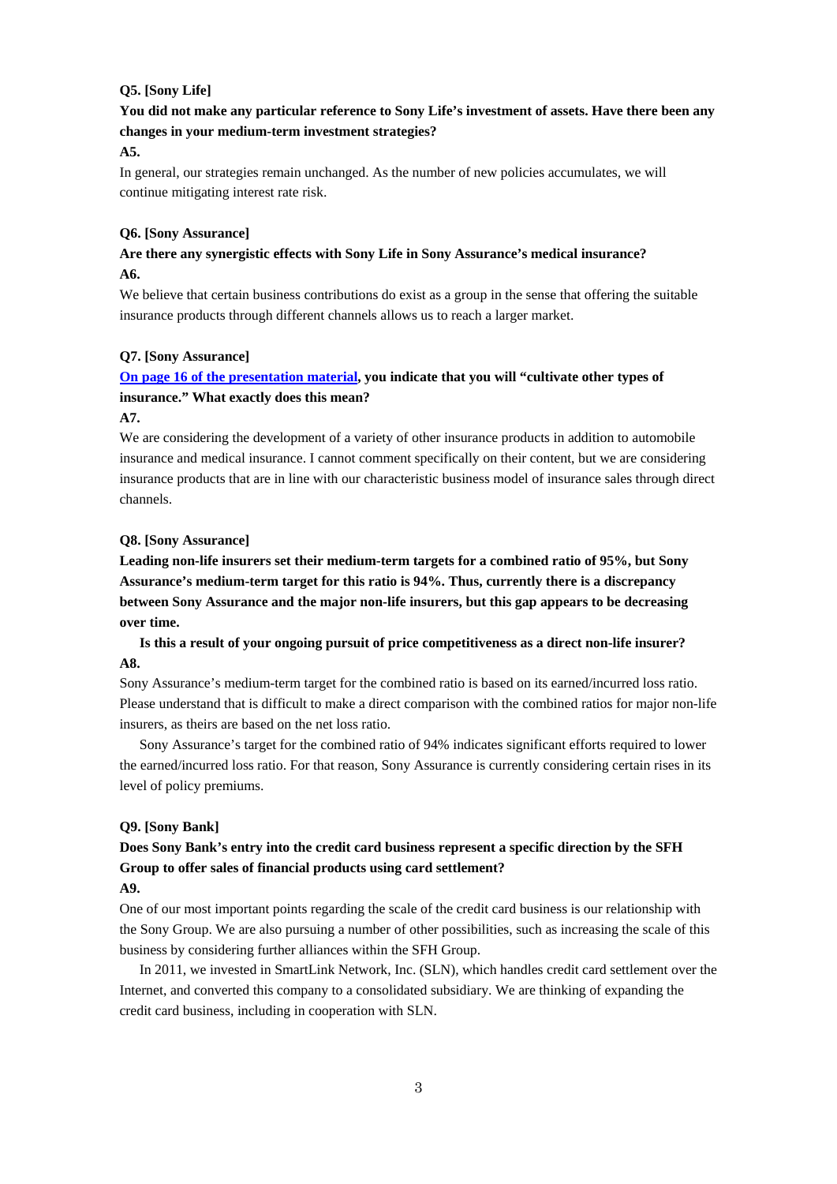**Q5. [Sony Life]**

**You did not make any particular reference to Sony Life's investment of assets. Have there been any changes in your medium-term investment strategies?**

**A5.**

In general, our strategies remain unchanged. As the number of new policies accumulates, we will continue mitigating interest rate risk.

**Q6. [Sony Assurance]**

**Are there any synergistic effects with Sony Life in Sony Assurance's medical insurance?**

**A6.**

We believe that certain business contributions do exist as a group in the sense that offering the suitable insurance products through different channels allows us to reach a larger market.

**Q7. [Sony Assurance]**

**On page 16 of the presentation material, you indicate that you will "cultivate other types of insurance." What exactly does this mean?**

**A7.**

We are considering the development of a variety of other insurance products in addition to automobile insurance and medical insurance. I cannot comment specifically on their content, but we are considering insurance products that are in line with our characteristic business model of insurance sales through direct channels.

**Q8. [Sony Assurance]**

**Leading non-life insurers set their medium-term targets for a combined ratio of 95%, but Sony Assurance's medium-term target for this ratio is 94%. Thus, currently there is a discrepancy between Sony Assurance and the major non-life insurers, but this gap appears to be decreasing over time.**

**Is this a result of your ongoing pursuit of price competitiveness as a direct non-life insurer?**

**A8.**

Sony Assurance's medium-term target for the combined ratio is based on its earned/incurred loss ratio. Please understand that is difficult to make a direct comparison with the combined ratios for major non-life insurers, as theirs are based on the net loss ratio.

Sony Assurance's target for the combined ratio of 94% indicates significant efforts required to lower the earned/incurred loss ratio. For that reason, Sony Assurance is currently considering certain rises in its level of policy premiums.

**Q9. [Sony Bank]**

**Does Sony Bank's entry into the credit card business represent a specific direction by the SFH Group to offer sales of financial products using card settlement?**

**A9.**

One of our most important points regarding the scale of the credit card business is our relationship with the Sony Group. We are also pursuing a number of other possibilities, such as increasing the scale of this business by considering further alliances within the SFH Group.

In 2011, we invested in SmartLink Network, Inc. (SLN), which handles credit card settlement over the Internet, and converted this company to a consolidated subsidiary. We are thinking of expanding the credit card business, including in cooperation with SLN.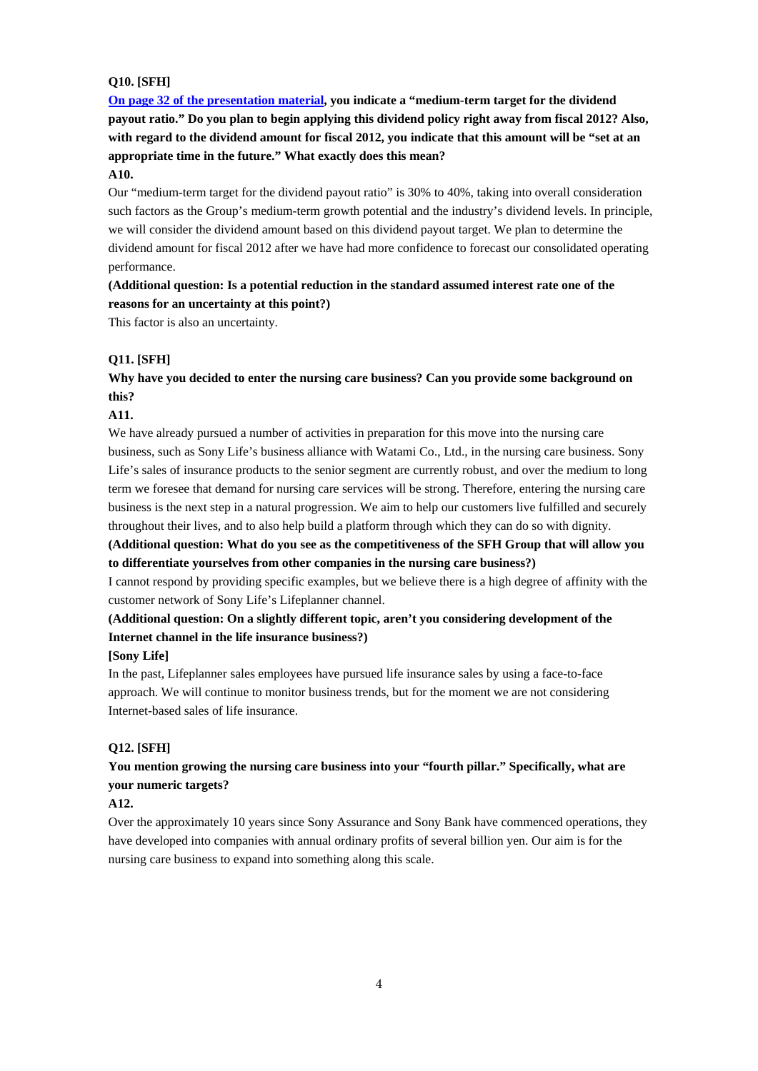**Q10. [SFH]**

**[On page 32 of the presentation material](#), you indicate a "medium-term target for the dividend payout ratio." Do you plan to begin applying this dividend policy right away from fiscal 2012? Also, with regard to the dividend amount for fiscal 2012, you indicate that this amount will be "set at an appropriate time in the future." What exactly does this mean?**

**A10.**

Our "medium-term target for the dividend payout ratio" is 30% to 40%, taking into overall consideration such factors as the Group's medium-term growth potential and the industry's dividend levels. In principle, we will consider the dividend amount based on this dividend payout target. We plan to determine the dividend amount for fiscal 2012 after we have had more confidence to forecast our consolidated operating performance.

**(Additional question: Is a potential reduction in the standard assumed interest rate one of the reasons for an uncertainty at this point?)**

This factor is also an uncertainty.

**Q11. [SFH]**

**Why have you decided to enter the nursing care business? Can you provide some background on this?**

**A11.**

We have already pursued a number of activities in preparation for this move into the nursing care business, such as Sony Life's business alliance with Watami Co., Ltd., in the nursing care business. Sony Life's sales of insurance products to the senior segment are currently robust, and over the medium to long term we foresee that demand for nursing care services will be strong. Therefore, entering the nursing care business is the next step in a natural progression. We aim to help our customers live fulfilled and securely throughout their lives, and to also help build a platform through which they can do so with dignity.

**(Additional question: What do you see as the competitiveness of the SFH Group that will allow you to differentiate yourselves from other companies in the nursing care business?)**

I cannot respond by providing specific examples, but we believe there is a high degree of affinity with the customer network of Sony Life's Lifeplanner channel.

**(Additional question: On a slightly different topic, aren't you considering development of the Internet channel in the life insurance business?)**

**[Sony Life]**

In the past, Lifeplanner sales employees have pursued life insurance sales by using a face-to-face approach. We will continue to monitor business trends, but for the moment we are not considering Internet-based sales of life insurance.

**Q12. [SFH]**

**You mention growing the nursing care business into your "fourth pillar." Specifically, what are your numeric targets?**

**A12.**

Over the approximately 10 years since Sony Assurance and Sony Bank have commenced operations, they have developed into companies with annual ordinary profits of several billion yen. Our aim is for the nursing care business to expand into something along this scale.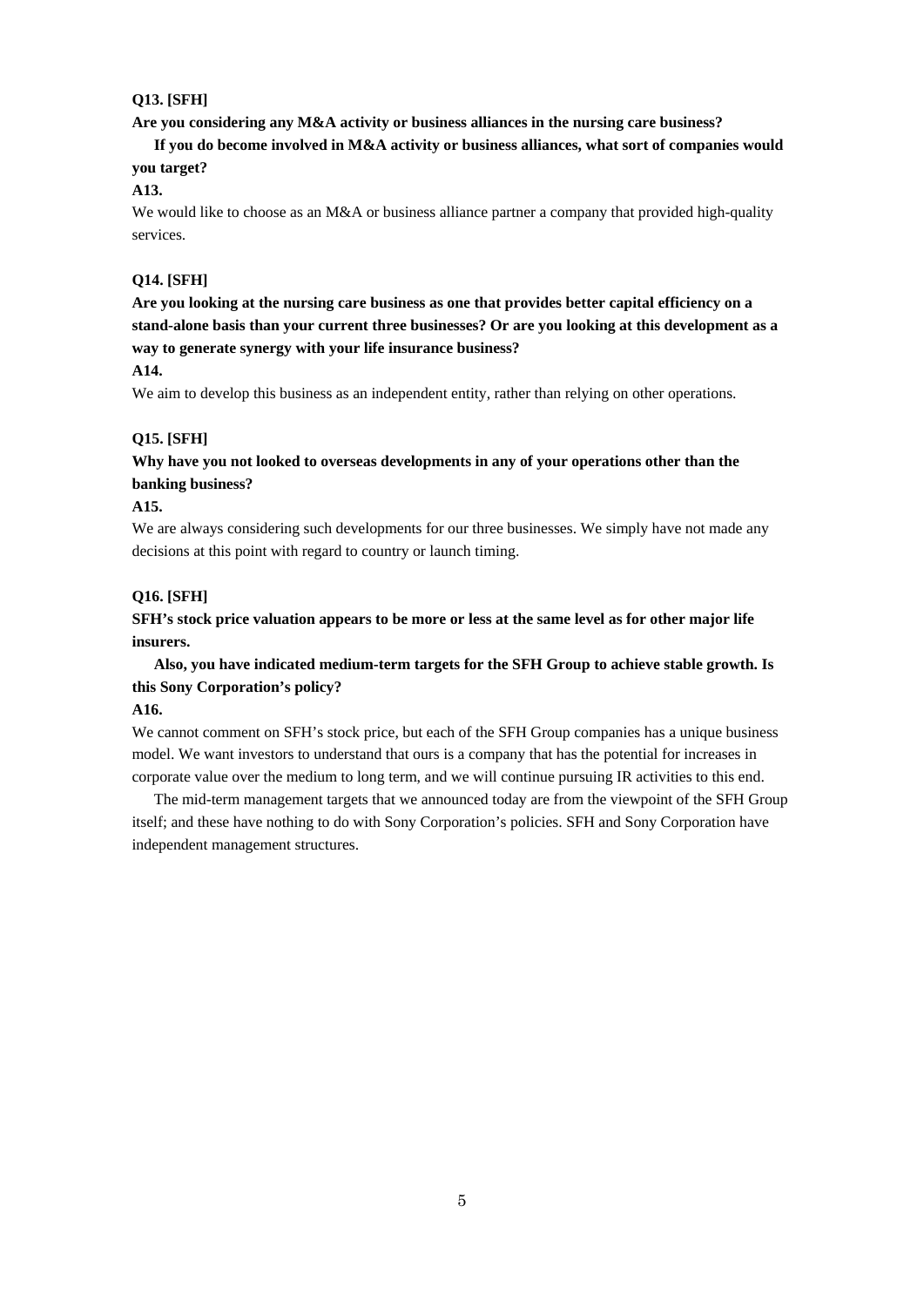**Q13. [SFH]**

**Are you considering any M&A activity or business alliances in the nursing care business?**

**If you do become involved in M&A activity or business alliances, what sort of companies would you target?**

**A13.**

We would like to choose as an M&A or business alliance partner a company that provided high-quality services.

**Q14. [SFH]**

**Are you looking at the nursing care business as one that provides better capital efficiency on a stand-alone basis than your current three businesses? Or are you looking at this development as a way to generate synergy with your life insurance business?**

**A14.**

We aim to develop this business as an independent entity, rather than relying on other operations.

**Q15. [SFH]**

**Why have you not looked to overseas developments in any of your operations other than the banking business?**

**A15.**

We are always considering such developments for our three businesses. We simply have not made any decisions at this point with regard to country or launch timing.

**Q16. [SFH]**

**SFH's stock price valuation appears to be more or less at the same level as for other major life insurers.**

**Also, you have indicated medium-term targets for the SFH Group to achieve stable growth. Is this Sony Corporation's policy?**

**A16.**

We cannot comment on SFH's stock price, but each of the SFH Group companies has a unique business model. We want investors to understand that ours is a company that has the potential for increases in corporate value over the medium to long term, and we will continue pursuing IR activities to this end.

The mid-term management targets that we announced today are from the viewpoint of the SFH Group itself; and these have nothing to do with Sony Corporation's policies. SFH and Sony Corporation have independent management structures.